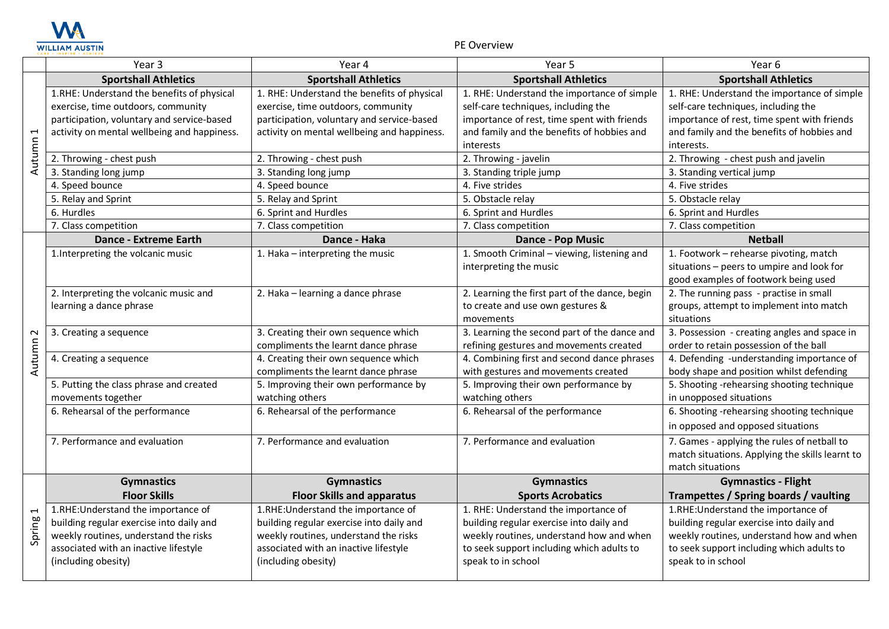# PE Overview

| | Year 3 | Year 4 | Year 5 | Year 6 |
|---|---|---|---|---|
| Autumn 1 | **Sportshall Athletics** | **Sportshall Athletics** | **Sportshall Athletics** | **Sportshall Athletics** |
| | 1.RHE: Understand the benefits of physical exercise, time outdoors, community participation, voluntary and service-based activity on mental wellbeing and happiness. | 1. RHE: Understand the benefits of physical exercise, time outdoors, community participation, voluntary and service-based activity on mental wellbeing and happiness. | 1. RHE: Understand the importance of simple self-care techniques, including the importance of rest, time spent with friends and family and the benefits of hobbies and interests | 1. RHE: Understand the importance of simple self-care techniques, including the importance of rest, time spent with friends and family and the benefits of hobbies and interests. |
| | 2. Throwing - chest push | 2. Throwing - chest push | 2. Throwing - javelin | 2. Throwing - chest push and javelin |
| | 3. Standing long jump | 3. Standing long jump | 3. Standing triple jump | 3. Standing vertical jump |
| | 4. Speed bounce | 4. Speed bounce | 4. Five strides | 4. Five strides |
| | 5. Relay and Sprint | 5. Relay and Sprint | 5. Obstacle relay | 5. Obstacle relay |
| | 6. Hurdles | 6. Sprint and Hurdles | 6. Sprint and Hurdles | 6. Sprint and Hurdles |
| | 7. Class competition | 7. Class competition | 7. Class competition | 7. Class competition |
| Autumn 2 | **Dance - Extreme Earth** | **Dance - Haka** | **Dance - Pop Music** | **Netball** |
| | 1.Interpreting the volcanic music | 1. Haka – interpreting the music | 1. Smooth Criminal – viewing, listening and interpreting the music | 1. Footwork – rehearse pivoting, match situations – peers to umpire and look for good examples of footwork being used |
| | 2. Interpreting the volcanic music and learning a dance phrase | 2. Haka – learning a dance phrase | 2. Learning the first part of the dance, begin to create and use own gestures & movements | 2. The running pass - practise in small groups, attempt to implement into match situations |
| | 3. Creating a sequence | 3. Creating their own sequence which compliments the learnt dance phrase | 3. Learning the second part of the dance and refining gestures and movements created | 3. Possession - creating angles and space in order to retain possession of the ball |
| | 4. Creating a sequence | 4. Creating their own sequence which compliments the learnt dance phrase | 4. Combining first and second dance phrases with gestures and movements created | 4. Defending -understanding importance of body shape and position whilst defending |
| | 5. Putting the class phrase and created movements together | 5. Improving their own performance by watching others | 5. Improving their own performance by watching others | 5. Shooting -rehearsing shooting technique in unopposed situations |
| | 6. Rehearsal of the performance | 6. Rehearsal of the performance | 6. Rehearsal of the performance | 6. Shooting -rehearsing shooting technique in opposed and opposed situations |
| | 7. Performance and evaluation | 7. Performance and evaluation | 7. Performance and evaluation | 7. Games - applying the rules of netball to match situations. Applying the skills learnt to match situations |
| Spring 1 | **Gymnastics Floor Skills** | **Gymnastics Floor Skills and apparatus** | **Gymnastics Sports Acrobatics** | **Gymnastics - Flight Trampettes / Spring boards / vaulting** |
| | 1.RHE:Understand the importance of building regular exercise into daily and weekly routines, understand the risks associated with an inactive lifestyle (including obesity) | 1.RHE:Understand the importance of building regular exercise into daily and weekly routines, understand the risks associated with an inactive lifestyle (including obesity) | 1. RHE: Understand the importance of building regular exercise into daily and weekly routines, understand how and when to seek support including which adults to speak to in school | 1.RHE:Understand the importance of building regular exercise into daily and weekly routines, understand how and when to seek support including which adults to speak to in school |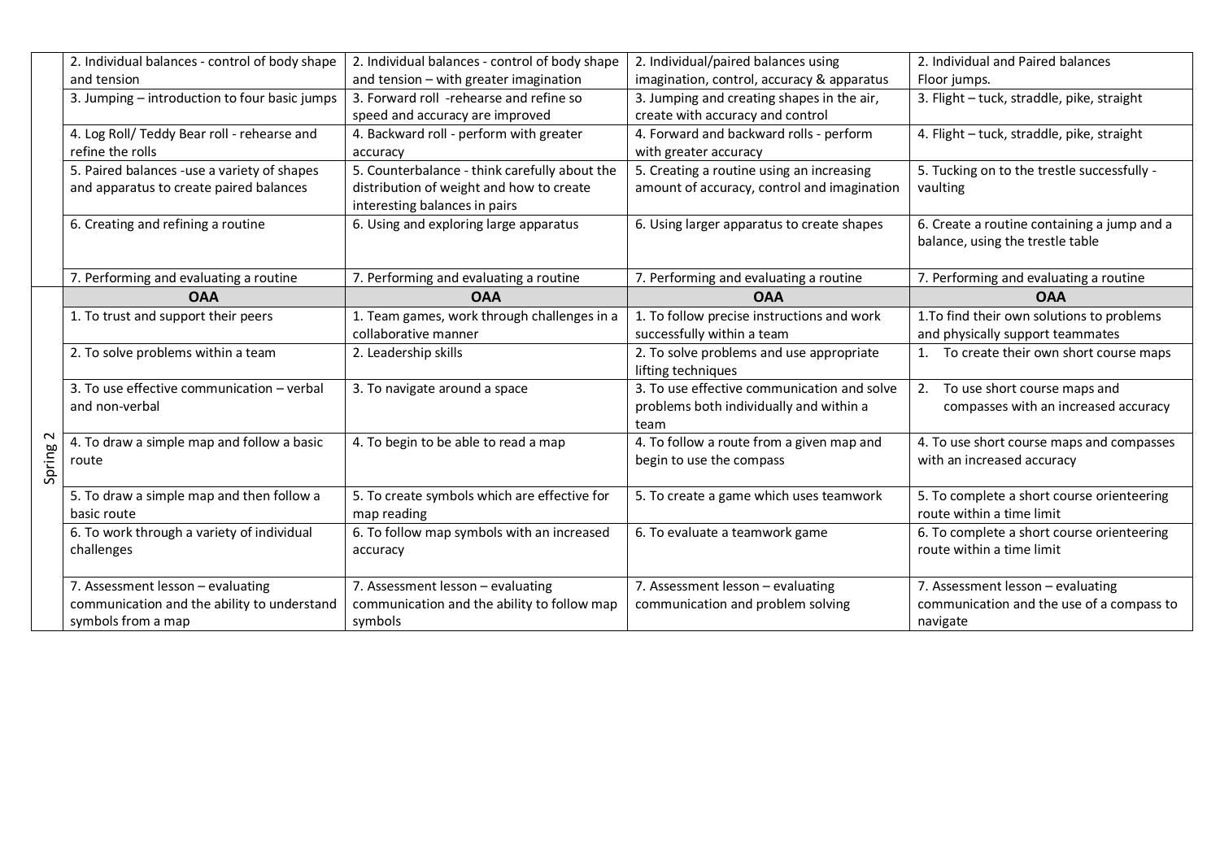| | | | | |
|---|---|---|---|---|
| | 2. Individual balances - control of body shape and tension | 2. Individual balances - control of body shape and tension – with greater imagination | 2. Individual/paired balances using imagination, control, accuracy & apparatus | 2. Individual and Paired balances Floor jumps. |
| | 3. Jumping – introduction to four basic jumps | 3. Forward roll -rehearse and refine so speed and accuracy are improved | 3. Jumping and creating shapes in the air, create with accuracy and control | 3. Flight – tuck, straddle, pike, straight |
| | 4. Log Roll/ Teddy Bear roll - rehearse and refine the rolls | 4. Backward roll - perform with greater accuracy | 4. Forward and backward rolls - perform with greater accuracy | 4. Flight – tuck, straddle, pike, straight |
| | 5. Paired balances -use a variety of shapes and apparatus to create paired balances | 5. Counterbalance - think carefully about the distribution of weight and how to create interesting balances in pairs | 5. Creating a routine using an increasing amount of accuracy, control and imagination | 5. Tucking on to the trestle successfully - vaulting |
| | 6. Creating and refining a routine | 6. Using and exploring large apparatus | 6. Using larger apparatus to create shapes | 6. Create a routine containing a jump and a balance, using the trestle table |
| | 7. Performing and evaluating a routine | 7. Performing and evaluating a routine | 7. Performing and evaluating a routine | 7. Performing and evaluating a routine |
| Spring 2 | **OAA** | **OAA** | **OAA** | **OAA** |
| | 1. To trust and support their peers | 1. Team games, work through challenges in a collaborative manner | 1. To follow precise instructions and work successfully within a team | 1.To find their own solutions to problems and physically support teammates |
| | 2. To solve problems within a team | 2. Leadership skills | 2. To solve problems and use appropriate lifting techniques | 1. To create their own short course maps |
| | 3. To use effective communication – verbal and non-verbal | 3. To navigate around a space | 3. To use effective communication and solve problems both individually and within a team | 2. To use short course maps and compasses with an increased accuracy |
| | 4. To draw a simple map and follow a basic route | 4. To begin to be able to read a map | 4. To follow a route from a given map and begin to use the compass | 4. To use short course maps and compasses with an increased accuracy |
| | 5. To draw a simple map and then follow a basic route | 5. To create symbols which are effective for map reading | 5. To create a game which uses teamwork | 5. To complete a short course orienteering route within a time limit |
| | 6. To work through a variety of individual challenges | 6. To follow map symbols with an increased accuracy | 6. To evaluate a teamwork game | 6. To complete a short course orienteering route within a time limit |
| | 7. Assessment lesson – evaluating communication and the ability to understand symbols from a map | 7. Assessment lesson – evaluating communication and the ability to follow map symbols | 7. Assessment lesson – evaluating communication and problem solving | 7. Assessment lesson – evaluating communication and the use of a compass to navigate |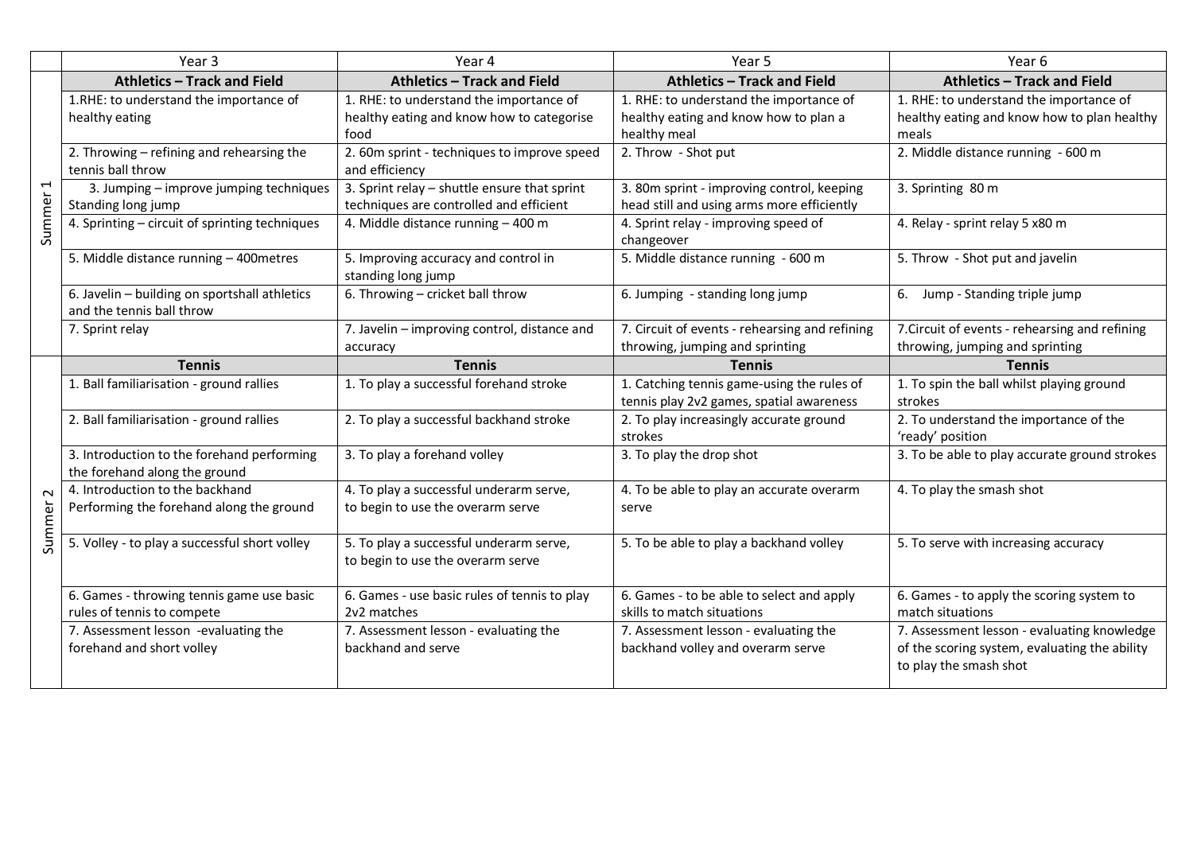| | Year 3 | Year 4 | Year 5 | Year 6 |
|---|---|---|---|---|
| Summer 1 | **Athletics – Track and Field** | **Athletics – Track and Field** | **Athletics – Track and Field** | **Athletics – Track and Field** |
| | 1.RHE: to understand the importance of healthy eating | 1. RHE: to understand the importance of healthy eating and know how to categorise food | 1. RHE: to understand the importance of healthy eating and know how to plan a healthy meal | 1. RHE: to understand the importance of healthy eating and know how to plan healthy meals |
| | 2. Throwing – refining and rehearsing the tennis ball throw | 2. 60m sprint - techniques to improve speed and efficiency | 2. Throw - Shot put | 2. Middle distance running - 600 m |
| | 3. Jumping – improve jumping techniques Standing long jump | 3. Sprint relay – shuttle ensure that sprint techniques are controlled and efficient | 3. 80m sprint - improving control, keeping head still and using arms more efficiently | 3. Sprinting 80 m |
| | 4. Sprinting – circuit of sprinting techniques | 4. Middle distance running – 400 m | 4. Sprint relay - improving speed of changeover | 4. Relay - sprint relay 5 x80 m |
| | 5. Middle distance running – 400metres | 5. Improving accuracy and control in standing long jump | 5. Middle distance running - 600 m | 5. Throw - Shot put and javelin |
| | 6. Javelin – building on sportshall athletics and the tennis ball throw | 6. Throwing – cricket ball throw | 6. Jumping - standing long jump | 6. Jump - Standing triple jump |
| | 7. Sprint relay | 7. Javelin – improving control, distance and accuracy | 7. Circuit of events - rehearsing and refining throwing, jumping and sprinting | 7.Circuit of events - rehearsing and refining throwing, jumping and sprinting |
| Summer 2 | **Tennis** | **Tennis** | **Tennis** | **Tennis** |
| | 1. Ball familiarisation - ground rallies | 1. To play a successful forehand stroke | 1. Catching tennis game-using the rules of tennis play 2v2 games, spatial awareness | 1. To spin the ball whilst playing ground strokes |
| | 2. Ball familiarisation - ground rallies | 2. To play a successful backhand stroke | 2. To play increasingly accurate ground strokes | 2. To understand the importance of the 'ready' position |
| | 3. Introduction to the forehand performing the forehand along the ground | 3. To play a forehand volley | 3. To play the drop shot | 3. To be able to play accurate ground strokes |
| | 4. Introduction to the backhand Performing the forehand along the ground | 4. To play a successful underarm serve, to begin to use the overarm serve | 4. To be able to play an accurate overarm serve | 4. To play the smash shot |
| | 5. Volley - to play a successful short volley | 5. To play a successful underarm serve, to begin to use the overarm serve | 5. To be able to play a backhand volley | 5. To serve with increasing accuracy |
| | 6. Games - throwing tennis game use basic rules of tennis to compete | 6. Games - use basic rules of tennis to play 2v2 matches | 6. Games - to be able to select and apply skills to match situations | 6. Games - to apply the scoring system to match situations |
| | 7. Assessment lesson -evaluating the forehand and short volley | 7. Assessment lesson - evaluating the backhand and serve | 7. Assessment lesson - evaluating the backhand volley and overarm serve | 7. Assessment lesson - evaluating knowledge of the scoring system, evaluating the ability to play the smash shot |